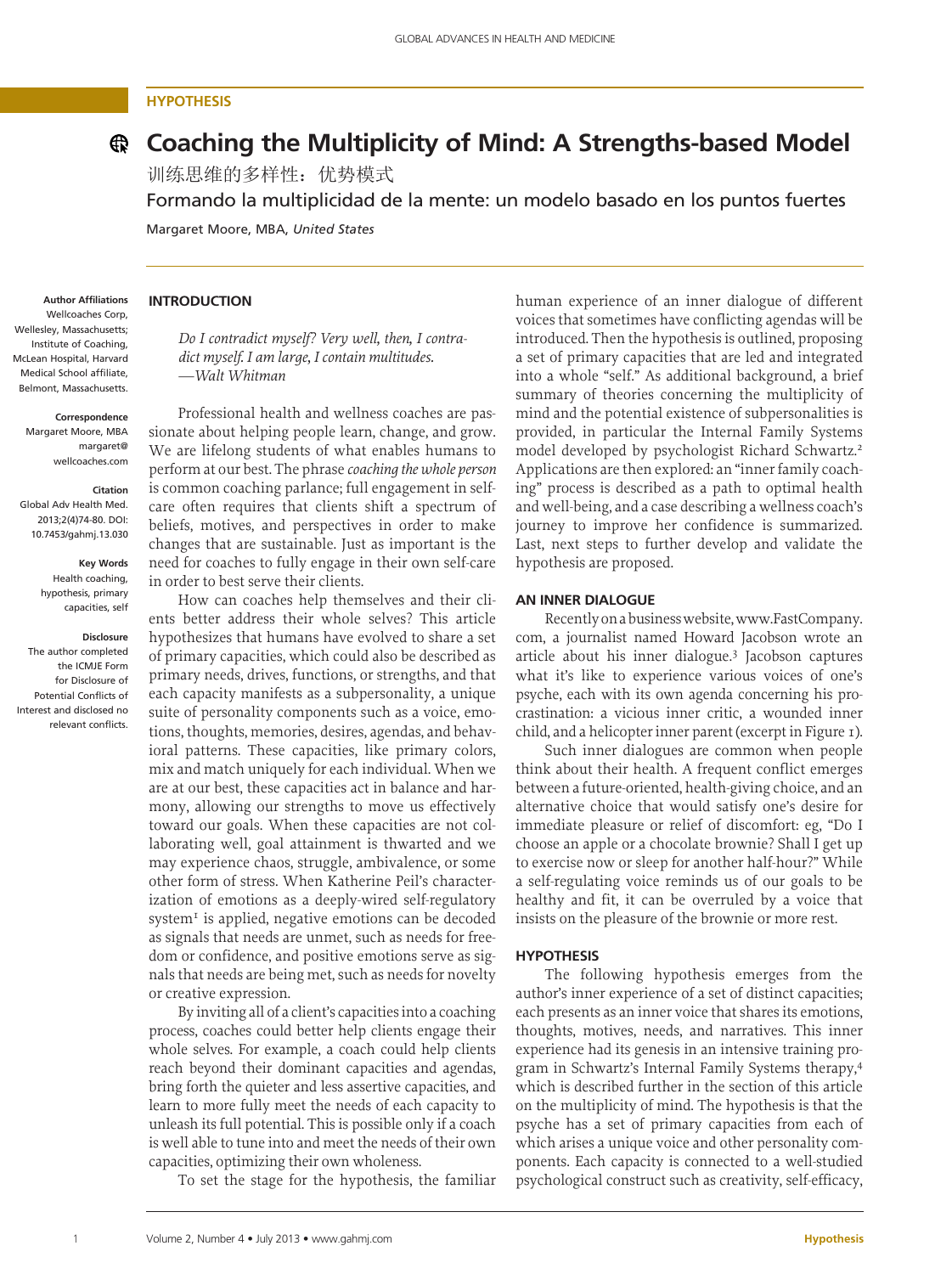HYPOTHESIS

# Coaching the Multiplicity of Mind: A Strengths-based Model

训练思维的多样性：优势模式

Formando la multiplicidad de la mente: un modelo basado en los puntos fuertes

Margaret Moore, MBA, *United States*

**Author Affiliations**
Wellcoaches Corp, Wellesley, Massachusetts; Institute of Coaching, McLean Hospital, Harvard Medical School affiliate, Belmont, Massachusetts.

**Correspondence**
Margaret Moore, MBA
margaret@wellcoaches.com

**Citation**
Global Adv Health Med. 2013;2(4)74-80. DOI: 10.7453/gahmj.13.030

**Key Words**
Health coaching, hypothesis, primary capacities, self

**Disclosure**
The author completed the ICMJE Form for Disclosure of Potential Conflicts of Interest and disclosed no relevant conflicts.

## INTRODUCTION

> *Do I contradict myself? Very well, then, I contradict myself. I am large, I contain multitudes.*
> —*Walt Whitman*

Professional health and wellness coaches are passionate about helping people learn, change, and grow. We are lifelong students of what enables humans to perform at our best. The phrase *coaching the whole person* is common coaching parlance; full engagement in self-care often requires that clients shift a spectrum of beliefs, motives, and perspectives in order to make changes that are sustainable. Just as important is the need for coaches to fully engage in their own self-care in order to best serve their clients.

How can coaches help themselves and their clients better address their whole selves? This article hypothesizes that humans have evolved to share a set of primary capacities, which could also be described as primary needs, drives, functions, or strengths, and that each capacity manifests as a subpersonality, a unique suite of personality components such as a voice, emotions, thoughts, memories, desires, agendas, and behavioral patterns. These capacities, like primary colors, mix and match uniquely for each individual. When we are at our best, these capacities act in balance and harmony, allowing our strengths to move us effectively toward our goals. When these capacities are not collaborating well, goal attainment is thwarted and we may experience chaos, struggle, ambivalence, or some other form of stress. When Katherine Peil's characterization of emotions as a deeply-wired self-regulatory system[1] is applied, negative emotions can be decoded as signals that needs are unmet, such as needs for freedom or confidence, and positive emotions serve as signals that needs are being met, such as needs for novelty or creative expression.

By inviting all of a client's capacities into a coaching process, coaches could better help clients engage their whole selves. For example, a coach could help clients reach beyond their dominant capacities and agendas, bring forth the quieter and less assertive capacities, and learn to more fully meet the needs of each capacity to unleash its full potential. This is possible only if a coach is well able to tune into and meet the needs of their own capacities, optimizing their own wholeness.

To set the stage for the hypothesis, the familiar human experience of an inner dialogue of different voices that sometimes have conflicting agendas will be introduced. Then the hypothesis is outlined, proposing a set of primary capacities that are led and integrated into a whole "self." As additional background, a brief summary of theories concerning the multiplicity of mind and the potential existence of subpersonalities is provided, in particular the Internal Family Systems model developed by psychologist Richard Schwartz.[2] Applications are then explored: an "inner family coaching" process is described as a path to optimal health and well-being, and a case describing a wellness coach's journey to improve her confidence is summarized. Last, next steps to further develop and validate the hypothesis are proposed.

## AN INNER DIALOGUE

Recently on a business website, www.FastCompany.com, a journalist named Howard Jacobson wrote an article about his inner dialogue.[3] Jacobson captures what it's like to experience various voices of one's psyche, each with its own agenda concerning his procrastination: a vicious inner critic, a wounded inner child, and a helicopter inner parent (excerpt in Figure 1).

Such inner dialogues are common when people think about their health. A frequent conflict emerges between a future-oriented, health-giving choice, and an alternative choice that would satisfy one's desire for immediate pleasure or relief of discomfort: eg, "Do I choose an apple or a chocolate brownie? Shall I get up to exercise now or sleep for another half-hour?" While a self-regulating voice reminds us of our goals to be healthy and fit, it can be overruled by a voice that insists on the pleasure of the brownie or more rest.

## HYPOTHESIS

The following hypothesis emerges from the author's inner experience of a set of distinct capacities; each presents as an inner voice that shares its emotions, thoughts, motives, needs, and narratives. This inner experience had its genesis in an intensive training program in Schwartz's Internal Family Systems therapy,[4] which is described further in the section of this article on the multiplicity of mind. The hypothesis is that the psyche has a set of primary capacities from each of which arises a unique voice and other personality components. Each capacity is connected to a well-studied psychological construct such as creativity, self-efficacy,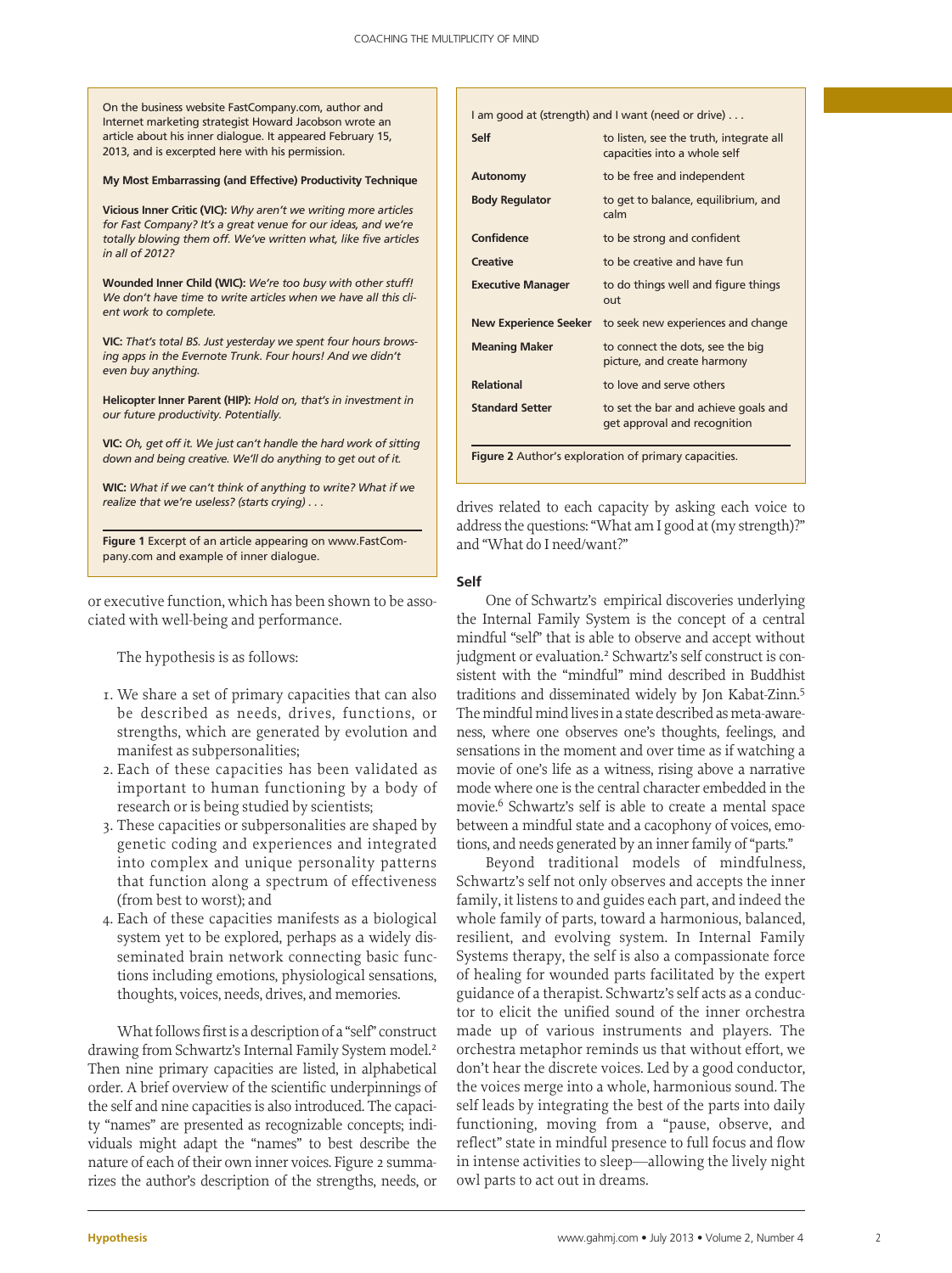On the business website FastCompany.com, author and Internet marketing strategist Howard Jacobson wrote an article about his inner dialogue. It appeared February 15, 2013, and is excerpted here with his permission.

**My Most Embarrassing (and Effective) Productivity Technique**

**Vicious Inner Critic (VIC):** *Why aren't we writing more articles for Fast Company? It's a great venue for our ideas, and we're totally blowing them off. We've written what, like five articles in all of 2012?*

**Wounded Inner Child (WIC):** *We're too busy with other stuff! We don't have time to write articles when we have all this client work to complete.*

**VIC:** *That's total BS. Just yesterday we spent four hours browsing apps in the Evernote Trunk. Four hours! And we didn't even buy anything.*

**Helicopter Inner Parent (HIP):** *Hold on, that's in investment in our future productivity. Potentially.*

**VIC:** *Oh, get off it. We just can't handle the hard work of sitting down and being creative. We'll do anything to get out of it.*

**WIC:** *What if we can't think of anything to write? What if we realize that we're useless? (starts crying) . . .*

**Figure 1** Excerpt of an article appearing on www.FastCompany.com and example of inner dialogue.

or executive function, which has been shown to be associated with well-being and performance.

The hypothesis is as follows:

1. We share a set of primary capacities that can also be described as needs, drives, functions, or strengths, which are generated by evolution and manifest as subpersonalities;
2. Each of these capacities has been validated as important to human functioning by a body of research or is being studied by scientists;
3. These capacities or subpersonalities are shaped by genetic coding and experiences and integrated into complex and unique personality patterns that function along a spectrum of effectiveness (from best to worst); and
4. Each of these capacities manifests as a biological system yet to be explored, perhaps as a widely disseminated brain network connecting basic functions including emotions, physiological sensations, thoughts, voices, needs, drives, and memories.

What follows first is a description of a "self" construct drawing from Schwartz's Internal Family System model.[2] Then nine primary capacities are listed, in alphabetical order. A brief overview of the scientific underpinnings of the self and nine capacities is also introduced. The capacity "names" are presented as recognizable concepts; individuals might adapt the "names" to best describe the nature of each of their own inner voices. Figure 2 summarizes the author's description of the strengths, needs, or drives related to each capacity by asking each voice to address the questions: "What am I good at (my strength)?" and "What do I need/want?"

I am good at (strength) and I want (need or drive) . . .

| | |
|---|---|
| **Self** | to listen, see the truth, integrate all capacities into a whole self |
| **Autonomy** | to be free and independent |
| **Body Regulator** | to get to balance, equilibrium, and calm |
| **Confidence** | to be strong and confident |
| **Creative** | to be creative and have fun |
| **Executive Manager** | to do things well and figure things out |
| **New Experience Seeker** | to seek new experiences and change |
| **Meaning Maker** | to connect the dots, see the big picture, and create harmony |
| **Relational** | to love and serve others |
| **Standard Setter** | to set the bar and achieve goals and get approval and recognition |

**Figure 2** Author's exploration of primary capacities.

### Self

One of Schwartz's empirical discoveries underlying the Internal Family System is the concept of a central mindful "self" that is able to observe and accept without judgment or evaluation.[2] Schwartz's self construct is consistent with the "mindful" mind described in Buddhist traditions and disseminated widely by Jon Kabat-Zinn.[5] The mindful mind lives in a state described as meta-awareness, where one observes one's thoughts, feelings, and sensations in the moment and over time as if watching a movie of one's life as a witness, rising above a narrative mode where one is the central character embedded in the movie.[6] Schwartz's self is able to create a mental space between a mindful state and a cacophony of voices, emotions, and needs generated by an inner family of "parts."

Beyond traditional models of mindfulness, Schwartz's self not only observes and accepts the inner family, it listens to and guides each part, and indeed the whole family of parts, toward a harmonious, balanced, resilient, and evolving system. In Internal Family Systems therapy, the self is also a compassionate force of healing for wounded parts facilitated by the expert guidance of a therapist. Schwartz's self acts as a conductor to elicit the unified sound of the inner orchestra made up of various instruments and players. The orchestra metaphor reminds us that without effort, we don't hear the discrete voices. Led by a good conductor, the voices merge into a whole, harmonious sound. The self leads by integrating the best of the parts into daily functioning, moving from a "pause, observe, and reflect" state in mindful presence to full focus and flow in intense activities to sleep—allowing the lively night owl parts to act out in dreams.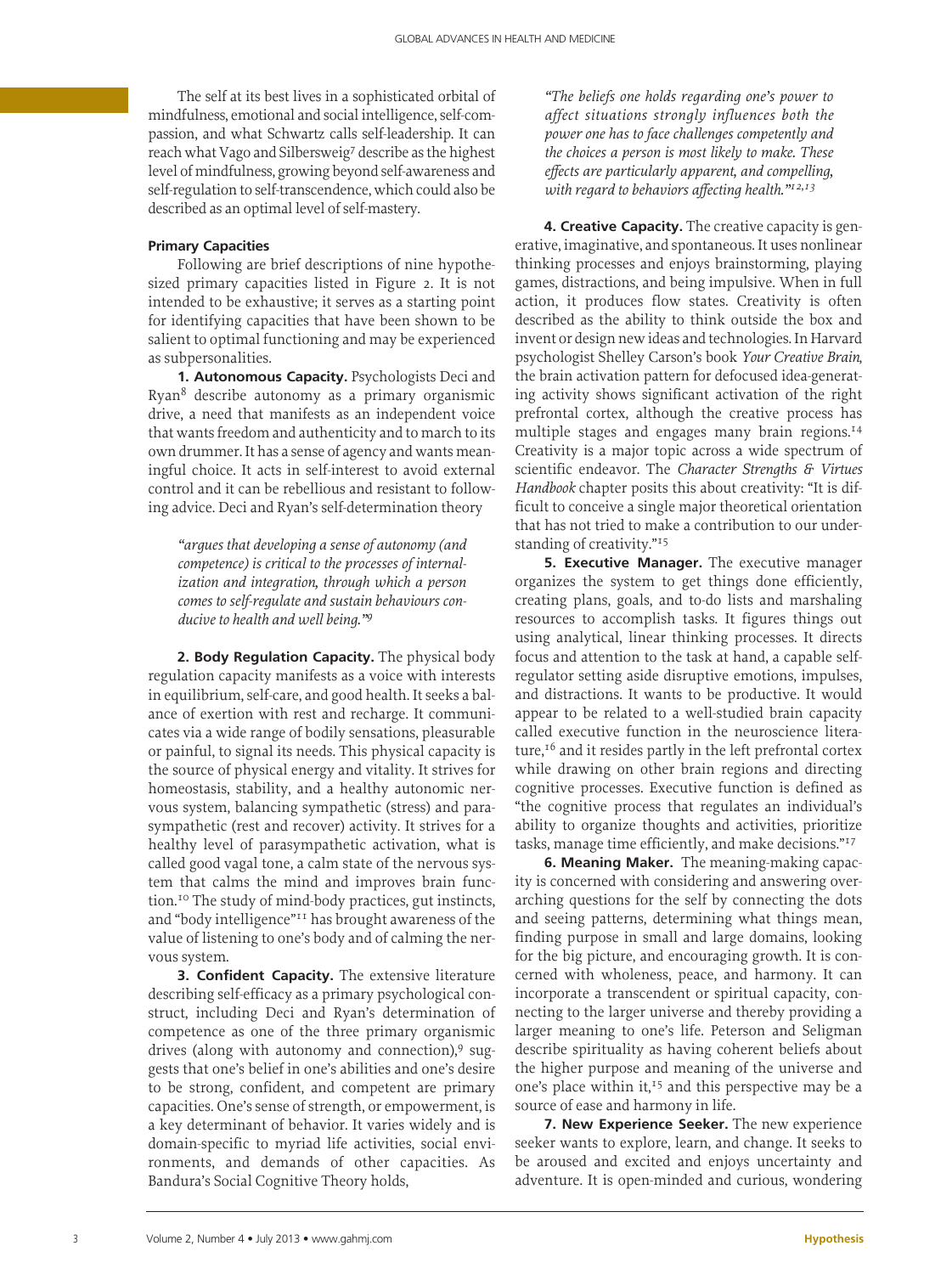The self at its best lives in a sophisticated orbital of mindfulness, emotional and social intelligence, self-compassion, and what Schwartz calls self-leadership. It can reach what Vago and Silbersweig[7] describe as the highest level of mindfulness, growing beyond self-awareness and self-regulation to self-transcendence, which could also be described as an optimal level of self-mastery.

### Primary Capacities

Following are brief descriptions of nine hypothesized primary capacities listed in Figure 2. It is not intended to be exhaustive; it serves as a starting point for identifying capacities that have been shown to be salient to optimal functioning and may be experienced as subpersonalities.

**1. Autonomous Capacity.** Psychologists Deci and Ryan[8] describe autonomy as a primary organismic drive, a need that manifests as an independent voice that wants freedom and authenticity and to march to its own drummer. It has a sense of agency and wants meaningful choice. It acts in self-interest to avoid external control and it can be rebellious and resistant to following advice. Deci and Ryan's self-determination theory

> *"argues that developing a sense of autonomy (and competence) is critical to the processes of internalization and integration, through which a person comes to self-regulate and sustain behaviours conducive to health and well being."*[9]

**2. Body Regulation Capacity.** The physical body regulation capacity manifests as a voice with interests in equilibrium, self-care, and good health. It seeks a balance of exertion with rest and recharge. It communicates via a wide range of bodily sensations, pleasurable or painful, to signal its needs. This physical capacity is the source of physical energy and vitality. It strives for homeostasis, stability, and a healthy autonomic nervous system, balancing sympathetic (stress) and parasympathetic (rest and recover) activity. It strives for a healthy level of parasympathetic activation, what is called good vagal tone, a calm state of the nervous system that calms the mind and improves brain function.[10] The study of mind-body practices, gut instincts, and "body intelligence"[11] has brought awareness of the value of listening to one's body and of calming the nervous system.

**3. Confident Capacity.** The extensive literature describing self-efficacy as a primary psychological construct, including Deci and Ryan's determination of competence as one of the three primary organismic drives (along with autonomy and connection),[9] suggests that one's belief in one's abilities and one's desire to be strong, confident, and competent are primary capacities. One's sense of strength, or empowerment, is a key determinant of behavior. It varies widely and is domain-specific to myriad life activities, social environments, and demands of other capacities. As Bandura's Social Cognitive Theory holds,

> *"The beliefs one holds regarding one's power to affect situations strongly influences both the power one has to face challenges competently and the choices a person is most likely to make. These effects are particularly apparent, and compelling, with regard to behaviors affecting health."*[12,13]

**4. Creative Capacity.** The creative capacity is generative, imaginative, and spontaneous. It uses nonlinear thinking processes and enjoys brainstorming, playing games, distractions, and being impulsive. When in full action, it produces flow states. Creativity is often described as the ability to think outside the box and invent or design new ideas and technologies. In Harvard psychologist Shelley Carson's book *Your Creative Brain*, the brain activation pattern for defocused idea-generating activity shows significant activation of the right prefrontal cortex, although the creative process has multiple stages and engages many brain regions.[14] Creativity is a major topic across a wide spectrum of scientific endeavor. The *Character Strengths & Virtues Handbook* chapter posits this about creativity: "It is difficult to conceive a single major theoretical orientation that has not tried to make a contribution to our understanding of creativity."[15]

**5. Executive Manager.** The executive manager organizes the system to get things done efficiently, creating plans, goals, and to-do lists and marshaling resources to accomplish tasks. It figures things out using analytical, linear thinking processes. It directs focus and attention to the task at hand, a capable self-regulator setting aside disruptive emotions, impulses, and distractions. It wants to be productive. It would appear to be related to a well-studied brain capacity called executive function in the neuroscience literature,[16] and it resides partly in the left prefrontal cortex while drawing on other brain regions and directing cognitive processes. Executive function is defined as "the cognitive process that regulates an individual's ability to organize thoughts and activities, prioritize tasks, manage time efficiently, and make decisions."[17]

**6. Meaning Maker.** The meaning-making capacity is concerned with considering and answering overarching questions for the self by connecting the dots and seeing patterns, determining what things mean, finding purpose in small and large domains, looking for the big picture, and encouraging growth. It is concerned with wholeness, peace, and harmony. It can incorporate a transcendent or spiritual capacity, connecting to the larger universe and thereby providing a larger meaning to one's life. Peterson and Seligman describe spirituality as having coherent beliefs about the higher purpose and meaning of the universe and one's place within it,[15] and this perspective may be a source of ease and harmony in life.

**7. New Experience Seeker.** The new experience seeker wants to explore, learn, and change. It seeks to be aroused and excited and enjoys uncertainty and adventure. It is open-minded and curious, wondering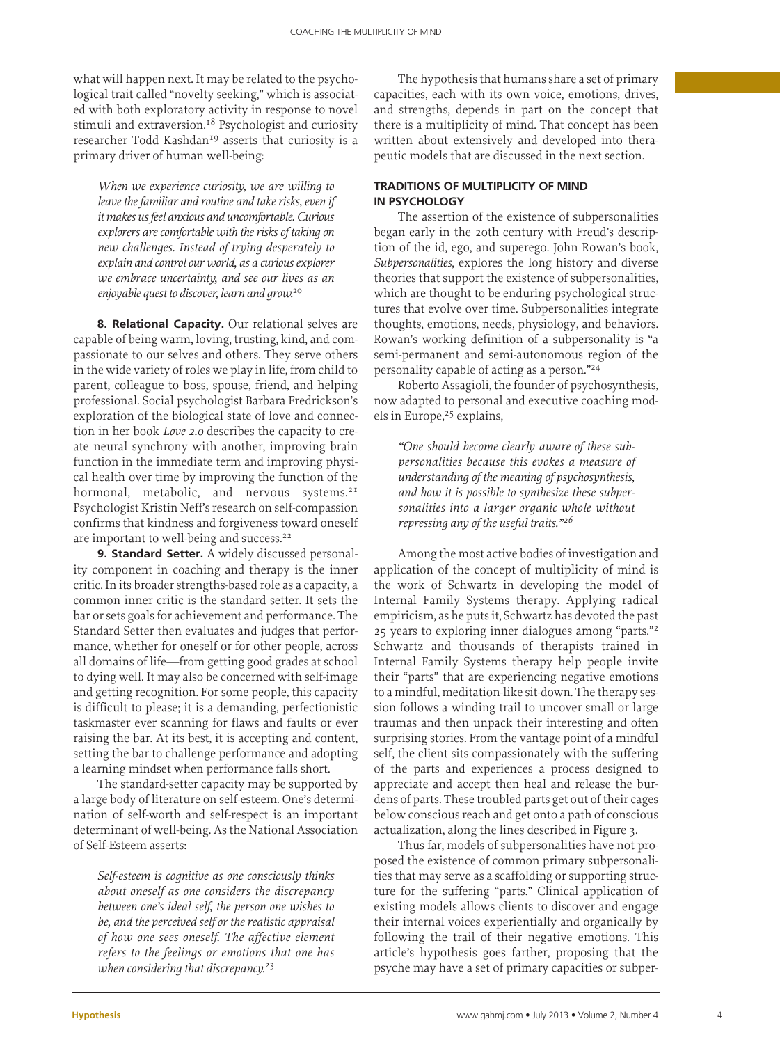what will happen next. It may be related to the psychological trait called "novelty seeking," which is associated with both exploratory activity in response to novel stimuli and extraversion.[18] Psychologist and curiosity researcher Todd Kashdan[19] asserts that curiosity is a primary driver of human well-being:

> *When we experience curiosity, we are willing to leave the familiar and routine and take risks, even if it makes us feel anxious and uncomfortable. Curious explorers are comfortable with the risks of taking on new challenges. Instead of trying desperately to explain and control our world, as a curious explorer we embrace uncertainty, and see our lives as an enjoyable quest to discover, learn and grow.*[20]

**8. Relational Capacity.** Our relational selves are capable of being warm, loving, trusting, kind, and compassionate to our selves and others. They serve others in the wide variety of roles we play in life, from child to parent, colleague to boss, spouse, friend, and helping professional. Social psychologist Barbara Fredrickson's exploration of the biological state of love and connection in her book *Love 2.0* describes the capacity to create neural synchrony with another, improving brain function in the immediate term and improving physical health over time by improving the function of the hormonal, metabolic, and nervous systems.[21] Psychologist Kristin Neff's research on self-compassion confirms that kindness and forgiveness toward oneself are important to well-being and success.[22]

**9. Standard Setter.** A widely discussed personality component in coaching and therapy is the inner critic. In its broader strengths-based role as a capacity, a common inner critic is the standard setter. It sets the bar or sets goals for achievement and performance. The Standard Setter then evaluates and judges that performance, whether for oneself or for other people, across all domains of life—from getting good grades at school to dying well. It may also be concerned with self-image and getting recognition. For some people, this capacity is difficult to please; it is a demanding, perfectionistic taskmaster ever scanning for flaws and faults or ever raising the bar. At its best, it is accepting and content, setting the bar to challenge performance and adopting a learning mindset when performance falls short.

The standard-setter capacity may be supported by a large body of literature on self-esteem. One's determination of self-worth and self-respect is an important determinant of well-being. As the National Association of Self-Esteem asserts:

> *Self-esteem is cognitive as one consciously thinks about oneself as one considers the discrepancy between one's ideal self, the person one wishes to be, and the perceived self or the realistic appraisal of how one sees oneself. The affective element refers to the feelings or emotions that one has when considering that discrepancy.*[23]

The hypothesis that humans share a set of primary capacities, each with its own voice, emotions, drives, and strengths, depends in part on the concept that there is a multiplicity of mind. That concept has been written about extensively and developed into therapeutic models that are discussed in the next section.

## TRADITIONS OF MULTIPLICITY OF MIND IN PSYCHOLOGY

The assertion of the existence of subpersonalities began early in the 20th century with Freud's description of the id, ego, and superego. John Rowan's book, *Subpersonalities*, explores the long history and diverse theories that support the existence of subpersonalities, which are thought to be enduring psychological structures that evolve over time. Subpersonalities integrate thoughts, emotions, needs, physiology, and behaviors. Rowan's working definition of a subpersonality is "a semi-permanent and semi-autonomous region of the personality capable of acting as a person."[24]

Roberto Assagioli, the founder of psychosynthesis, now adapted to personal and executive coaching models in Europe,[25] explains,

> *"One should become clearly aware of these subpersonalities because this evokes a measure of understanding of the meaning of psychosynthesis, and how it is possible to synthesize these subpersonalities into a larger organic whole without repressing any of the useful traits."*[26]

Among the most active bodies of investigation and application of the concept of multiplicity of mind is the work of Schwartz in developing the model of Internal Family Systems therapy. Applying radical empiricism, as he puts it, Schwartz has devoted the past 25 years to exploring inner dialogues among "parts."[2] Schwartz and thousands of therapists trained in Internal Family Systems therapy help people invite their "parts" that are experiencing negative emotions to a mindful, meditation-like sit-down. The therapy session follows a winding trail to uncover small or large traumas and then unpack their interesting and often surprising stories. From the vantage point of a mindful self, the client sits compassionately with the suffering of the parts and experiences a process designed to appreciate and accept then heal and release the burdens of parts. These troubled parts get out of their cages below conscious reach and get onto a path of conscious actualization, along the lines described in Figure 3.

Thus far, models of subpersonalities have not proposed the existence of common primary subpersonalities that may serve as a scaffolding or supporting structure for the suffering "parts." Clinical application of existing models allows clients to discover and engage their internal voices experientially and organically by following the trail of their negative emotions. This article's hypothesis goes farther, proposing that the psyche may have a set of primary capacities or subper-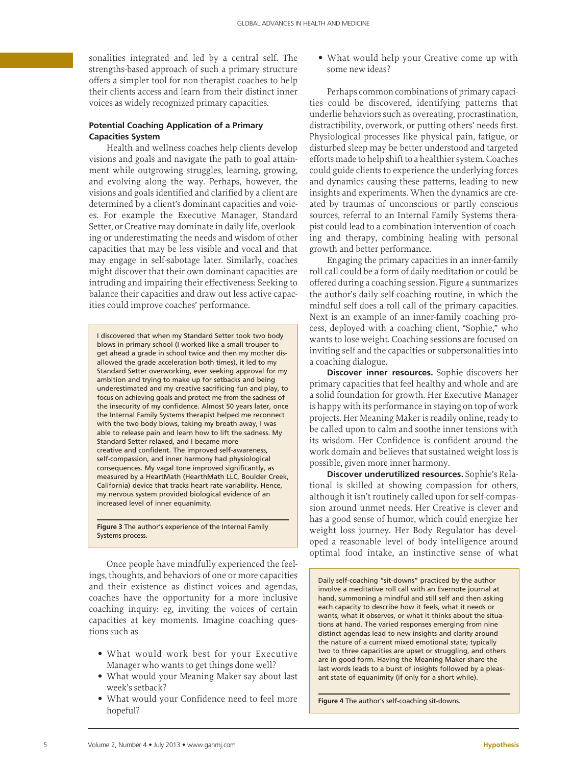sonalities integrated and led by a central self. The strengths-based approach of such a primary structure offers a simpler tool for non-therapist coaches to help their clients access and learn from their distinct inner voices as widely recognized primary capacities.

### Potential Coaching Application of a Primary Capacities System

Health and wellness coaches help clients develop visions and goals and navigate the path to goal attainment while outgrowing struggles, learning, growing, and evolving along the way. Perhaps, however, the visions and goals identified and clarified by a client are determined by a client's dominant capacities and voices. For example the Executive Manager, Standard Setter, or Creative may dominate in daily life, overlooking or underestimating the needs and wisdom of other capacities that may be less visible and vocal and that may engage in self-sabotage later. Similarly, coaches might discover that their own dominant capacities are intruding and impairing their effectiveness: Seeking to balance their capacities and draw out less active capacities could improve coaches' performance.

> I discovered that when my Standard Setter took two body blows in primary school (I worked like a small trouper to get ahead a grade in school twice and then my mother disallowed the grade acceleration both times), it led to my Standard Setter overworking, ever seeking approval for my ambition and trying to make up for setbacks and being underestimated and my creative sacrificing fun and play, to focus on achieving goals and protect me from the sadness of the insecurity of my confidence. Almost 50 years later, once the Internal Family Systems therapist helped me reconnect with the two body blows, taking my breath away, I was able to release pain and learn how to lift the sadness. My Standard Setter relaxed, and I became more creative and confident. The improved self-awareness, self-compassion, and inner harmony had physiological consequences. My vagal tone improved significantly, as measured by a HeartMath (HearthMath LLC, Boulder Creek, California) device that tracks heart rate variability. Hence, my nervous system provided biological evidence of an increased level of inner equanimity.
>
> **Figure 3** The author's experience of the Internal Family Systems process.

Once people have mindfully experienced the feelings, thoughts, and behaviors of one or more capacities and their existence as distinct voices and agendas, coaches have the opportunity for a more inclusive coaching inquiry: eg, inviting the voices of certain capacities at key moments. Imagine coaching questions such as

- What would work best for your Executive Manager who wants to get things done well?
- What would your Meaning Maker say about last week's setback?
- What would your Confidence need to feel more hopeful?
- What would help your Creative come up with some new ideas?

Perhaps common combinations of primary capacities could be discovered, identifying patterns that underlie behaviors such as overeating, procrastination, distractibility, overwork, or putting others' needs first. Physiological processes like physical pain, fatigue, or disturbed sleep may be better understood and targeted efforts made to help shift to a healthier system. Coaches could guide clients to experience the underlying forces and dynamics causing these patterns, leading to new insights and experiments. When the dynamics are created by traumas of unconscious or partly conscious sources, referral to an Internal Family Systems therapist could lead to a combination intervention of coaching and therapy, combining healing with personal growth and better performance.

Engaging the primary capacities in an inner-family roll call could be a form of daily meditation or could be offered during a coaching session. Figure 4 summarizes the author's daily self-coaching routine, in which the mindful self does a roll call of the primary capacities. Next is an example of an inner-family coaching process, deployed with a coaching client, "Sophie," who wants to lose weight. Coaching sessions are focused on inviting self and the capacities or subpersonalities into a coaching dialogue.

**Discover inner resources.** Sophie discovers her primary capacities that feel healthy and whole and are a solid foundation for growth. Her Executive Manager is happy with its performance in staying on top of work projects. Her Meaning Maker is readily online, ready to be called upon to calm and soothe inner tensions with its wisdom. Her Confidence is confident around the work domain and believes that sustained weight loss is possible, given more inner harmony.

**Discover underutilized resources.** Sophie's Relational is skilled at showing compassion for others, although it isn't routinely called upon for self-compassion around unmet needs. Her Creative is clever and has a good sense of humor, which could energize her weight loss journey. Her Body Regulator has developed a reasonable level of body intelligence around optimal food intake, an instinctive sense of what

> Daily self-coaching "sit-downs" practiced by the author involve a meditative roll call with an Evernote journal at hand, summoning a mindful and still self and then asking each capacity to describe how it feels, what it needs or wants, what it observes, or what it thinks about the situations at hand. The varied responses emerging from nine distinct agendas lead to new insights and clarity around the nature of a current mixed emotional state; typically two to three capacities are upset or struggling, and others are in good form. Having the Meaning Maker share the last words leads to a burst of insights followed by a pleasant state of equanimity (if only for a short while).
>
> **Figure 4** The author's self-coaching sit-downs.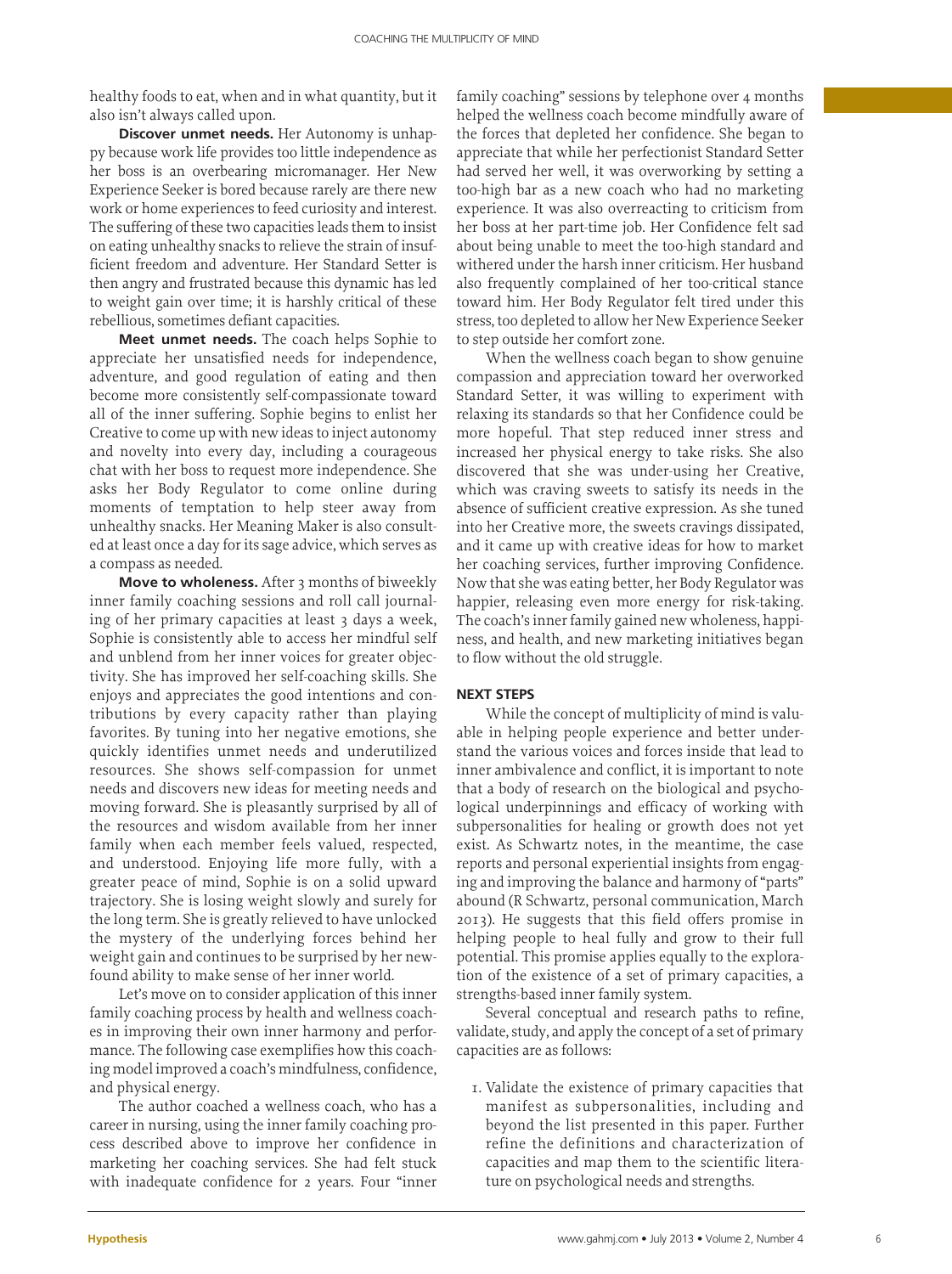healthy foods to eat, when and in what quantity, but it also isn't always called upon.

**Discover unmet needs.** Her Autonomy is unhappy because work life provides too little independence as her boss is an overbearing micromanager. Her New Experience Seeker is bored because rarely are there new work or home experiences to feed curiosity and interest. The suffering of these two capacities leads them to insist on eating unhealthy snacks to relieve the strain of insufficient freedom and adventure. Her Standard Setter is then angry and frustrated because this dynamic has led to weight gain over time; it is harshly critical of these rebellious, sometimes defiant capacities.

**Meet unmet needs.** The coach helps Sophie to appreciate her unsatisfied needs for independence, adventure, and good regulation of eating and then become more consistently self-compassionate toward all of the inner suffering. Sophie begins to enlist her Creative to come up with new ideas to inject autonomy and novelty into every day, including a courageous chat with her boss to request more independence. She asks her Body Regulator to come online during moments of temptation to help steer away from unhealthy snacks. Her Meaning Maker is also consulted at least once a day for its sage advice, which serves as a compass as needed.

**Move to wholeness.** After 3 months of biweekly inner family coaching sessions and roll call journaling of her primary capacities at least 3 days a week, Sophie is consistently able to access her mindful self and unblend from her inner voices for greater objectivity. She has improved her self-coaching skills. She enjoys and appreciates the good intentions and contributions by every capacity rather than playing favorites. By tuning into her negative emotions, she quickly identifies unmet needs and underutilized resources. She shows self-compassion for unmet needs and discovers new ideas for meeting needs and moving forward. She is pleasantly surprised by all of the resources and wisdom available from her inner family when each member feels valued, respected, and understood. Enjoying life more fully, with a greater peace of mind, Sophie is on a solid upward trajectory. She is losing weight slowly and surely for the long term. She is greatly relieved to have unlocked the mystery of the underlying forces behind her weight gain and continues to be surprised by her newfound ability to make sense of her inner world.

Let's move on to consider application of this inner family coaching process by health and wellness coaches in improving their own inner harmony and performance. The following case exemplifies how this coaching model improved a coach's mindfulness, confidence, and physical energy.

The author coached a wellness coach, who has a career in nursing, using the inner family coaching process described above to improve her confidence in marketing her coaching services. She had felt stuck with inadequate confidence for 2 years. Four "inner family coaching" sessions by telephone over 4 months helped the wellness coach become mindfully aware of the forces that depleted her confidence. She began to appreciate that while her perfectionist Standard Setter had served her well, it was overworking by setting a too-high bar as a new coach who had no marketing experience. It was also overreacting to criticism from her boss at her part-time job. Her Confidence felt sad about being unable to meet the too-high standard and withered under the harsh inner criticism. Her husband also frequently complained of her too-critical stance toward him. Her Body Regulator felt tired under this stress, too depleted to allow her New Experience Seeker to step outside her comfort zone.

When the wellness coach began to show genuine compassion and appreciation toward her overworked Standard Setter, it was willing to experiment with relaxing its standards so that her Confidence could be more hopeful. That step reduced inner stress and increased her physical energy to take risks. She also discovered that she was under-using her Creative, which was craving sweets to satisfy its needs in the absence of sufficient creative expression. As she tuned into her Creative more, the sweets cravings dissipated, and it came up with creative ideas for how to market her coaching services, further improving Confidence. Now that she was eating better, her Body Regulator was happier, releasing even more energy for risk-taking. The coach's inner family gained new wholeness, happiness, and health, and new marketing initiatives began to flow without the old struggle.

## NEXT STEPS

While the concept of multiplicity of mind is valuable in helping people experience and better understand the various voices and forces inside that lead to inner ambivalence and conflict, it is important to note that a body of research on the biological and psychological underpinnings and efficacy of working with subpersonalities for healing or growth does not yet exist. As Schwartz notes, in the meantime, the case reports and personal experiential insights from engaging and improving the balance and harmony of "parts" abound (R Schwartz, personal communication, March 2013). He suggests that this field offers promise in helping people to heal fully and grow to their full potential. This promise applies equally to the exploration of the existence of a set of primary capacities, a strengths-based inner family system.

Several conceptual and research paths to refine, validate, study, and apply the concept of a set of primary capacities are as follows:

1. Validate the existence of primary capacities that manifest as subpersonalities, including and beyond the list presented in this paper. Further refine the definitions and characterization of capacities and map them to the scientific literature on psychological needs and strengths.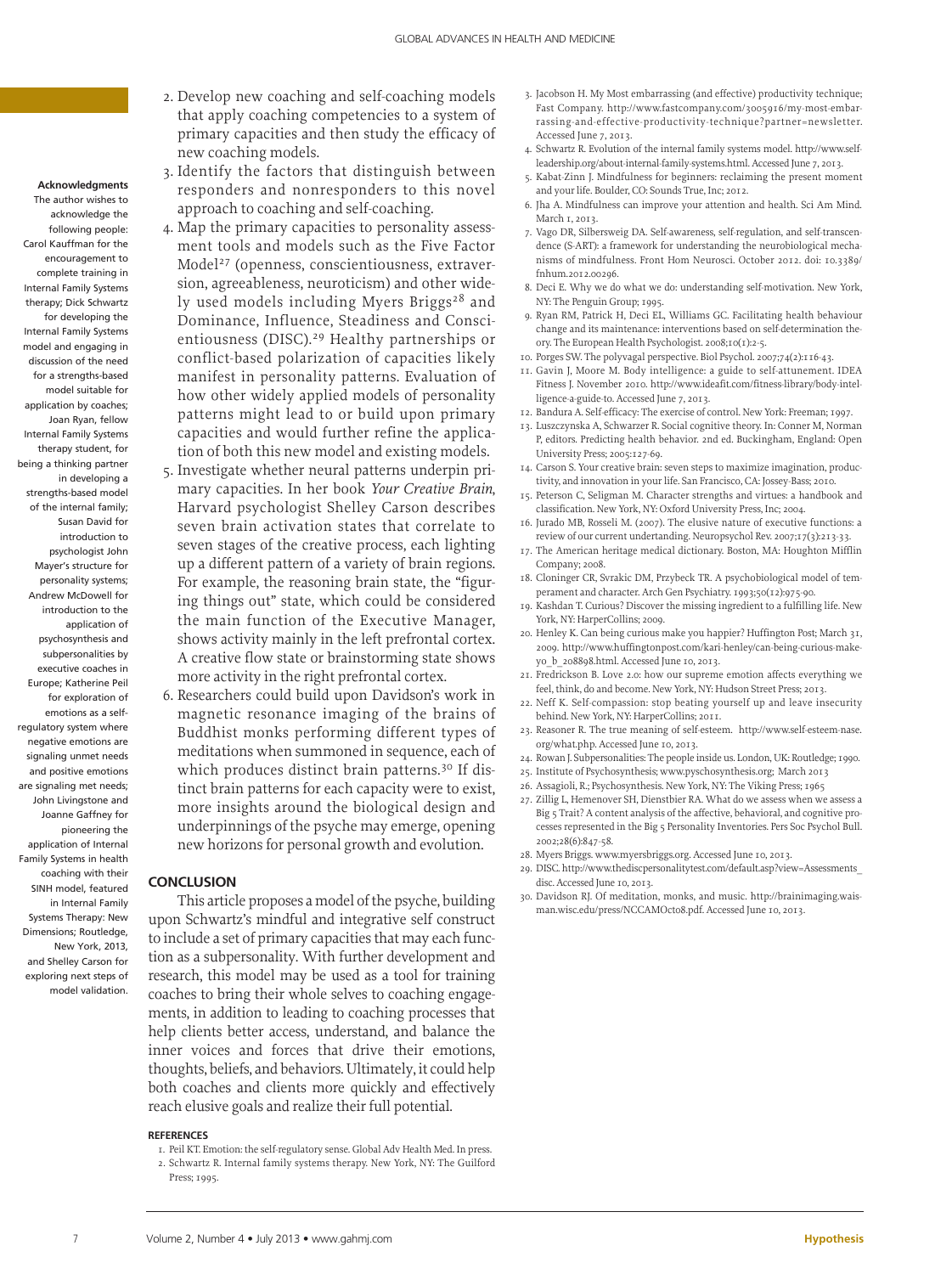**Acknowledgments**

The author wishes to acknowledge the following people: Carol Kauffman for the encouragement to complete training in Internal Family Systems therapy; Dick Schwartz for developing the Internal Family Systems model and engaging in discussion of the need for a strengths-based model suitable for application by coaches; Joan Ryan, fellow Internal Family Systems therapy student, for being a thinking partner in developing a strengths-based model of the internal family; Susan David for introduction to psychologist John Mayer's structure for personality systems; Andrew McDowell for introduction to the application of psychosynthesis and subpersonalities by executive coaches in Europe; Katherine Peil for exploration of emotions as a self-regulatory system where negative emotions are signaling unmet needs and positive emotions are signaling met needs; John Livingstone and Joanne Gaffney for pioneering the application of Internal Family Systems in health coaching with their SINH model, featured in Internal Family Systems Therapy: New Dimensions; Routledge, New York, 2013, and Shelley Carson for exploring next steps of model validation.

2. Develop new coaching and self-coaching models that apply coaching competencies to a system of primary capacities and then study the efficacy of new coaching models.
3. Identify the factors that distinguish between responders and nonresponders to this novel approach to coaching and self-coaching.
4. Map the primary capacities to personality assessment tools and models such as the Five Factor Model[27] (openness, conscientiousness, extraversion, agreeableness, neuroticism) and other widely used models including Myers Briggs[28] and Dominance, Influence, Steadiness and Conscientiousness (DISC).[29] Healthy partnerships or conflict-based polarization of capacities likely manifest in personality patterns. Evaluation of how other widely applied models of personality patterns might lead to or build upon primary capacities and would further refine the application of both this new model and existing models.
5. Investigate whether neural patterns underpin primary capacities. In her book *Your Creative Brain*, Harvard psychologist Shelley Carson describes seven brain activation states that correlate to seven stages of the creative process, each lighting up a different pattern of a variety of brain regions. For example, the reasoning brain state, the "figuring things out" state, which could be considered the main function of the Executive Manager, shows activity mainly in the left prefrontal cortex. A creative flow state or brainstorming state shows more activity in the right prefrontal cortex.
6. Researchers could build upon Davidson's work in magnetic resonance imaging of the brains of Buddhist monks performing different types of meditations when summoned in sequence, each of which produces distinct brain patterns.[30] If distinct brain patterns for each capacity were to exist, more insights around the biological design and underpinnings of the psyche may emerge, opening new horizons for personal growth and evolution.

## CONCLUSION

This article proposes a model of the psyche, building upon Schwartz's mindful and integrative self construct to include a set of primary capacities that may each function as a subpersonality. With further development and research, this model may be used as a tool for training coaches to bring their whole selves to coaching engagements, in addition to leading to coaching processes that help clients better access, understand, and balance the inner voices and forces that drive their emotions, thoughts, beliefs, and behaviors. Ultimately, it could help both coaches and clients more quickly and effectively reach elusive goals and realize their full potential.

### REFERENCES

1. Peil KT. Emotion: the self-regulatory sense. Global Adv Health Med. In press.
2. Schwartz R. Internal family systems therapy. New York, NY: The Guilford Press; 1995.
3. Jacobson H. My Most embarrassing (and effective) productivity technique; Fast Company. http://www.fastcompany.com/3005916/my-most-embarrassing-and-effective-productivity-technique?partner=newsletter. Accessed June 7, 2013.
4. Schwartz R. Evolution of the internal family systems model. http://www.selfleadership.org/about-internal-family-systems.html. Accessed June 7, 2013.
5. Kabat-Zinn J. Mindfulness for beginners: reclaiming the present moment and your life. Boulder, CO: Sounds True, Inc; 2012.
6. Jha A. Mindfulness can improve your attention and health. Sci Am Mind. March 1, 2013.
7. Vago DR, Silbersweig DA. Self-awareness, self-regulation, and self-transcendence (S-ART): a framework for understanding the neurobiological mechanisms of mindfulness. Front Hom Neurosci. October 2012. doi: 10.3389/fnhum.2012.00296.
8. Deci E. Why we do what we do: understanding self-motivation. New York, NY: The Penguin Group; 1995.
9. Ryan RM, Patrick H, Deci EL, Williams GC. Facilitating health behaviour change and its maintenance: interventions based on self-determination theory. The European Health Psychologist. 2008;10(1):2-5.
10. Porges SW. The polyvagal perspective. Biol Psychol. 2007;74(2):116-43.
11. Gavin J, Moore M. Body intelligence: a guide to self-attunement. IDEA Fitness J. November 2010. http://www.ideafit.com/fitness-library/body-intelligence-a-guide-to. Accessed June 7, 2013.
12. Bandura A. Self-efficacy: The exercise of control. New York: Freeman; 1997.
13. Luszczynska A, Schwarzer R. Social cognitive theory. In: Conner M, Norman P, editors. Predicting health behavior. 2nd ed. Buckingham, England: Open University Press; 2005:127-69.
14. Carson S. Your creative brain: seven steps to maximize imagination, productivity, and innovation in your life. San Francisco, CA: Jossey-Bass; 2010.
15. Peterson C, Seligman M. Character strengths and virtues: a handbook and classification. New York, NY: Oxford University Press, Inc; 2004.
16. Jurado MB, Rosseli M. (2007). The elusive nature of executive functions: a review of our current undertanding. Neuropsychol Rev. 2007;17(3):213-33.
17. The American heritage medical dictionary. Boston, MA: Houghton Mifflin Company; 2008.
18. Cloninger CR, Svrakic DM, Przybeck TR. A psychobiological model of temperament and character. Arch Gen Psychiatry. 1993;50(12):975-90.
19. Kashdan T. Curious? Discover the missing ingredient to a fulfilling life. New York, NY: HarperCollins; 2009.
20. Henley K. Can being curious make you happier? Huffington Post; March 31, 2009. http://www.huffingtonpost.com/kari-henley/can-being-curious-make-yo_b_208898.html. Accessed June 10, 2013.
21. Fredrickson B. Love 2.0: how our supreme emotion affects everything we feel, think, do and become. New York, NY: Hudson Street Press; 2013.
22. Neff K. Self-compassion: stop beating yourself up and leave insecurity behind. New York, NY: HarperCollins; 2011.
23. Reasoner R. The true meaning of self-esteem. http://www.self-esteem-nase.org/what.php. Accessed June 10, 2013.
24. Rowan J. Subpersonalities: The people inside us. London, UK: Routledge; 1990.
25. Institute of Psychosynthesis; www.pyschosynthesis.org; March 2013
26. Assagioli, R.; Psychosynthesis. New York, NY: The Viking Press; 1965
27. Zillig L, Hemenover SH, Dienstbier RA. What do we assess when we assess a Big 5 Trait? A content analysis of the affective, behavioral, and cognitive processes represented in the Big 5 Personality Inventories. Pers Soc Psychol Bull. 2002;28(6):847-58.
28. Myers Briggs. www.myersbriggs.org. Accessed June 10, 2013.
29. DISC. http://www.thediscpersonalitytest.com/default.asp?view=Assessments_disc. Accessed June 10, 2013.
30. Davidson RJ. Of meditation, monks, and music. http://brainimaging.waisman.wisc.edu/press/NCCAMOct08.pdf. Accessed June 10, 2013.